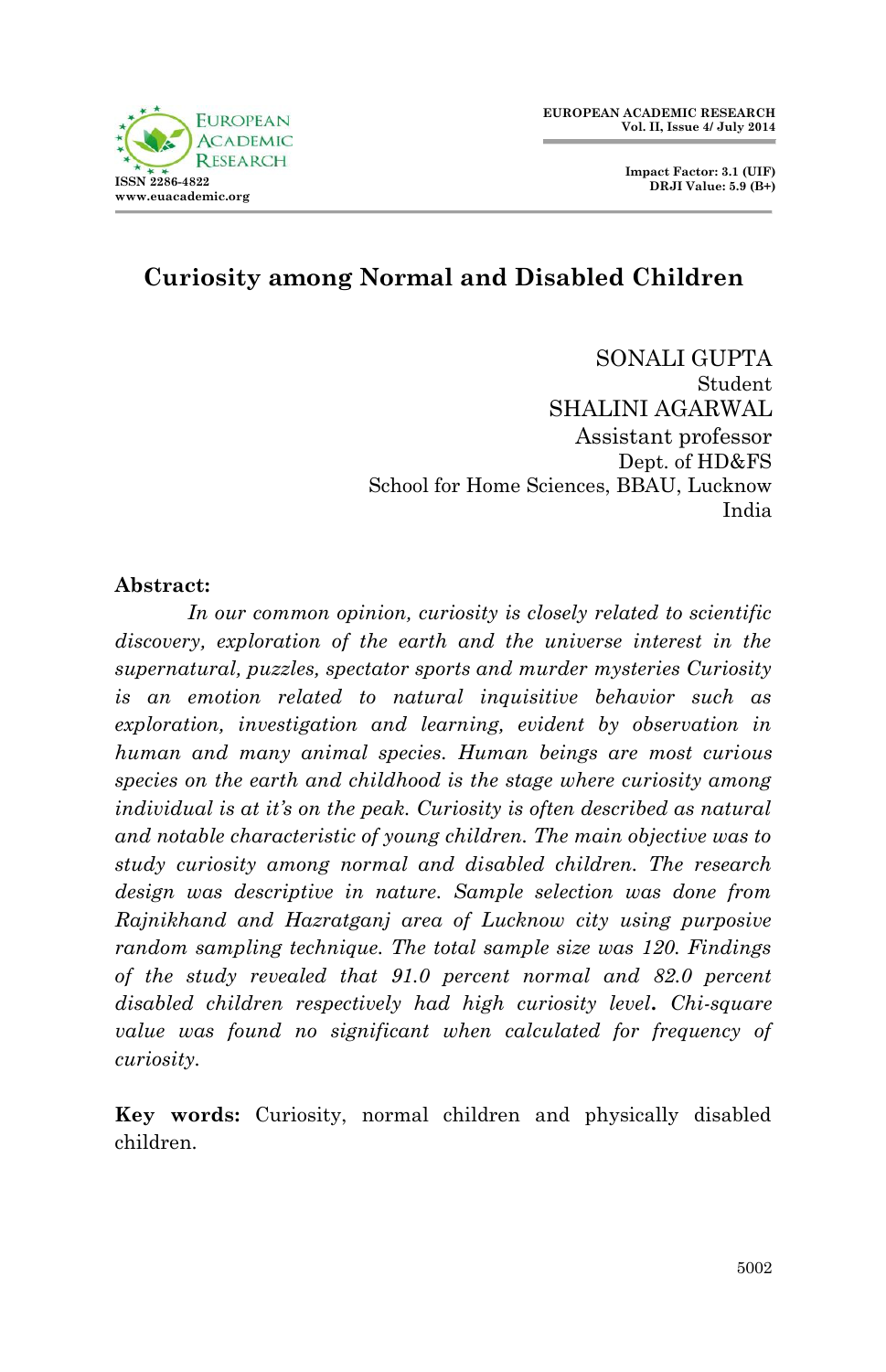# Curiosity among Normal and Disabled Children

SONALI GUPTA
Student
SHALINI AGARWAL
Assistant professor
Dept. of HD&FS
School for Home Sciences, BBAU, Lucknow
India

**Abstract:**

*In our common opinion, curiosity is closely related to scientific discovery, exploration of the earth and the universe interest in the supernatural, puzzles, spectator sports and murder mysteries Curiosity is an emotion related to natural inquisitive behavior such as exploration, investigation and learning, evident by observation in human and many animal species. Human beings are most curious species on the earth and childhood is the stage where curiosity among individual is at it's on the peak. Curiosity is often described as natural and notable characteristic of young children. The main objective was to study curiosity among normal and disabled children. The research design was descriptive in nature. Sample selection was done from Rajnikhand and Hazratganj area of Lucknow city using purposive random sampling technique. The total sample size was 120. Findings of the study revealed that 91.0 percent normal and 82.0 percent disabled children respectively had high curiosity level. Chi-square value was found no significant when calculated for frequency of curiosity.*

**Key words:** Curiosity, normal children and physically disabled children.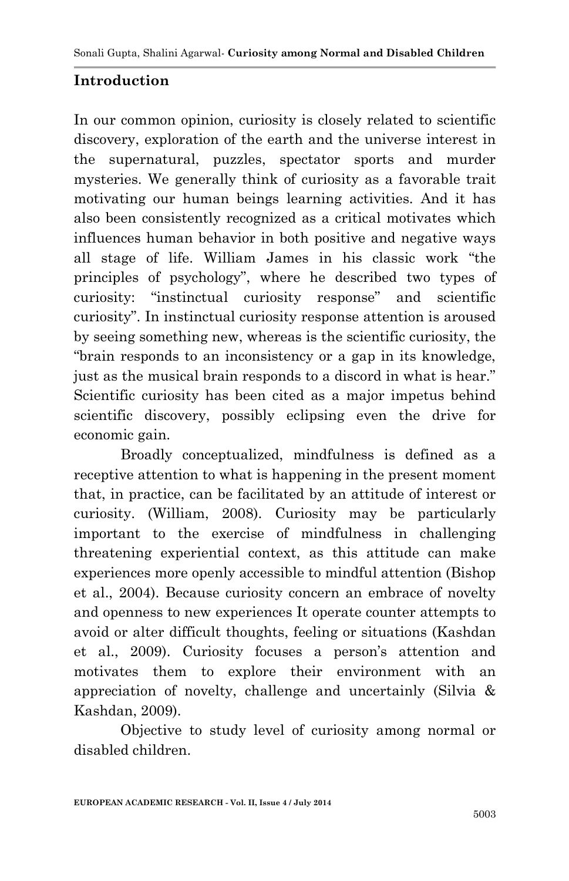## Introduction

In our common opinion, curiosity is closely related to scientific discovery, exploration of the earth and the universe interest in the supernatural, puzzles, spectator sports and murder mysteries. We generally think of curiosity as a favorable trait motivating our human beings learning activities. And it has also been consistently recognized as a critical motivates which influences human behavior in both positive and negative ways all stage of life. William James in his classic work "the principles of psychology", where he described two types of curiosity: "instinctual curiosity response" and scientific curiosity". In instinctual curiosity response attention is aroused by seeing something new, whereas is the scientific curiosity, the "brain responds to an inconsistency or a gap in its knowledge, just as the musical brain responds to a discord in what is hear." Scientific curiosity has been cited as a major impetus behind scientific discovery, possibly eclipsing even the drive for economic gain.

Broadly conceptualized, mindfulness is defined as a receptive attention to what is happening in the present moment that, in practice, can be facilitated by an attitude of interest or curiosity. (William, 2008). Curiosity may be particularly important to the exercise of mindfulness in challenging threatening experiential context, as this attitude can make experiences more openly accessible to mindful attention (Bishop et al., 2004). Because curiosity concern an embrace of novelty and openness to new experiences It operate counter attempts to avoid or alter difficult thoughts, feeling or situations (Kashdan et al., 2009). Curiosity focuses a person's attention and motivates them to explore their environment with an appreciation of novelty, challenge and uncertainly (Silvia & Kashdan, 2009).

Objective to study level of curiosity among normal or disabled children.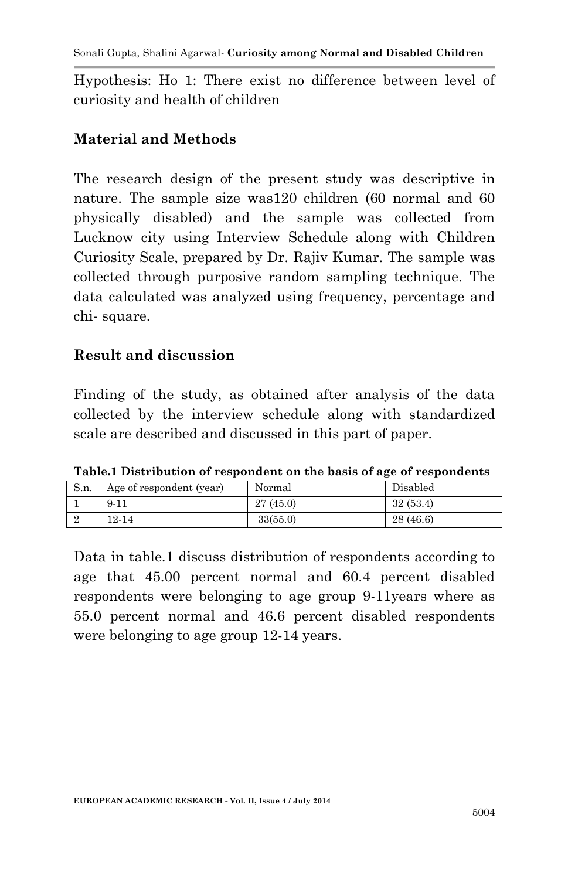Hypothesis: Ho 1: There exist no difference between level of curiosity and health of children

## Material and Methods

The research design of the present study was descriptive in nature. The sample size was120 children (60 normal and 60 physically disabled) and the sample was collected from Lucknow city using Interview Schedule along with Children Curiosity Scale, prepared by Dr. Rajiv Kumar. The sample was collected through purposive random sampling technique. The data calculated was analyzed using frequency, percentage and chi- square.

## Result and discussion

Finding of the study, as obtained after analysis of the data collected by the interview schedule along with standardized scale are described and discussed in this part of paper.

**Table.1 Distribution of respondent on the basis of age of respondents**

| S.n. | Age of respondent (year) | Normal | Disabled |
|---|---|---|---|
| 1 | 9-11 | 27 (45.0) | 32 (53.4) |
| 2 | 12-14 | 33(55.0) | 28 (46.6) |

Data in table.1 discuss distribution of respondents according to age that 45.00 percent normal and 60.4 percent disabled respondents were belonging to age group 9-11years where as 55.0 percent normal and 46.6 percent disabled respondents were belonging to age group 12-14 years.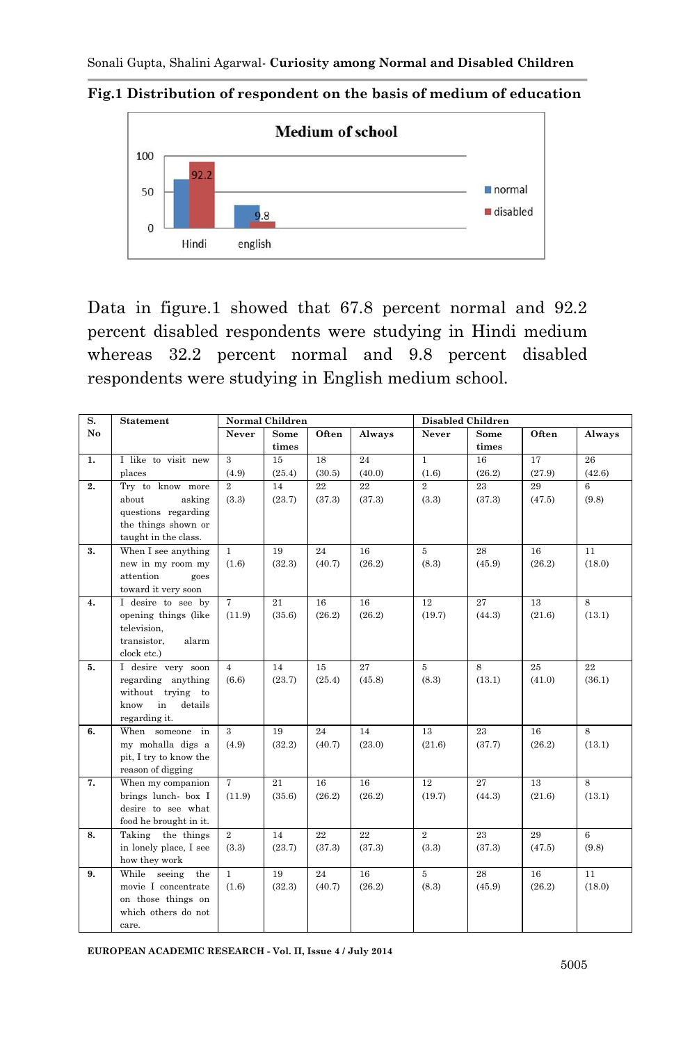**Fig.1 Distribution of respondent on the basis of medium of education**

Data in figure.1 showed that 67.8 percent normal and 92.2 percent disabled respondents were studying in Hindi medium whereas 32.2 percent normal and 9.8 percent disabled respondents were studying in English medium school.

| S. No | Statement | Normal Children | | | | Disabled Children | | | |
|---|---|---|---|---|---|---|---|---|---|
| | | Never | Some times | Often | Always | Never | Some times | Often | Always |
| 1. | I like to visit new places | 3 (4.9) | 15 (25.4) | 18 (30.5) | 24 (40.0) | 1 (1.6) | 16 (26.2) | 17 (27.9) | 26 (42.6) |
| 2. | Try to know more about asking questions regarding the things shown or taught in the class. | 2 (3.3) | 14 (23.7) | 22 (37.3) | 22 (37.3) | 2 (3.3) | 23 (37.3) | 29 (47.5) | 6 (9.8) |
| 3. | When I see anything new in my room my attention goes toward it very soon | 1 (1.6) | 19 (32.3) | 24 (40.7) | 16 (26.2) | 5 (8.3) | 28 (45.9) | 16 (26.2) | 11 (18.0) |
| 4. | I desire to see by opening things (like television, transistor, alarm clock etc.) | 7 (11.9) | 21 (35.6) | 16 (26.2) | 16 (26.2) | 12 (19.7) | 27 (44.3) | 13 (21.6) | 8 (13.1) |
| 5. | I desire very soon regarding anything without trying to know in details regarding it. | 4 (6.6) | 14 (23.7) | 15 (25.4) | 27 (45.8) | 5 (8.3) | 8 (13.1) | 25 (41.0) | 22 (36.1) |
| 6. | When someone in my mohalla digs a pit, I try to know the reason of digging | 3 (4.9) | 19 (32.2) | 24 (40.7) | 14 (23.0) | 13 (21.6) | 23 (37.7) | 16 (26.2) | 8 (13.1) |
| 7. | When my companion brings lunch- box I desire to see what food he brought in it. | 7 (11.9) | 21 (35.6) | 16 (26.2) | 16 (26.2) | 12 (19.7) | 27 (44.3) | 13 (21.6) | 8 (13.1) |
| 8. | Taking the things in lonely place, I see how they work | 2 (3.3) | 14 (23.7) | 22 (37.3) | 22 (37.3) | 2 (3.3) | 23 (37.3) | 29 (47.5) | 6 (9.8) |
| 9. | While seeing the movie I concentrate on those things on which others do not care. | 1 (1.6) | 19 (32.3) | 24 (40.7) | 16 (26.2) | 5 (8.3) | 28 (45.9) | 16 (26.2) | 11 (18.0) |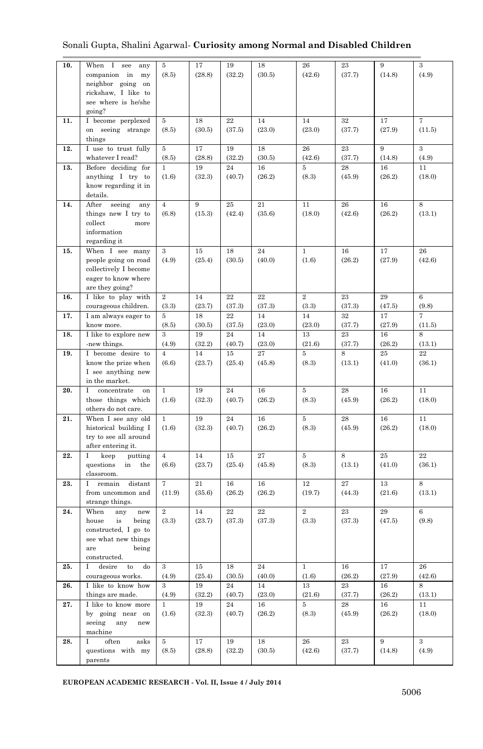| 10. | When I see any companion in my neighbor going on rickshaw, I like to see where is he/she going? | 5 (8.5) | 17 (28.8) | 19 (32.2) | 18 (30.5) | 26 (42.6) | 23 (37.7) | 9 (14.8) | 3 (4.9) |
|---|---|---|---|---|---|---|---|---|---|
| 11. | I become perplexed on seeing strange things | 5 (8.5) | 18 (30.5) | 22 (37.5) | 14 (23.0) | 14 (23.0) | 32 (37.7) | 17 (27.9) | 7 (11.5) |
| 12. | I use to trust fully whatever I read? | 5 (8.5) | 17 (28.8) | 19 (32.2) | 18 (30.5) | 26 (42.6) | 23 (37.7) | 9 (14.8) | 3 (4.9) |
| 13. | Before deciding for anything I try to know regarding it in details. | 1 (1.6) | 19 (32.3) | 24 (40.7) | 16 (26.2) | 5 (8.3) | 28 (45.9) | 16 (26.2) | 11 (18.0) |
| 14. | After seeing any things new I try to collect more information regarding it | 4 (6.8) | 9 (15.3) | 25 (42.4) | 21 (35.6) | 11 (18.0) | 26 (42.6) | 16 (26.2) | 8 (13.1) |
| 15. | When I see many people going on road collectively I become eager to know where are they going? | 3 (4.9) | 15 (25.4) | 18 (30.5) | 24 (40.0) | 1 (1.6) | 16 (26.2) | 17 (27.9) | 26 (42.6) |
| 16. | I like to play with courageous children. | 2 (3.3) | 14 (23.7) | 22 (37.3) | 22 (37.3) | 2 (3.3) | 23 (37.3) | 29 (47.5) | 6 (9.8) |
| 17. | I am always eager to know more. | 5 (8.5) | 18 (30.5) | 22 (37.5) | 14 (23.0) | 14 (23.0) | 32 (37.7) | 17 (27.9) | 7 (11.5) |
| 18. | I like to explore new -new things. | 3 (4.9) | 19 (32.2) | 24 (40.7) | 14 (23.0) | 13 (21.6) | 23 (37.7) | 16 (26.2) | 8 (13.1) |
| 19. | I become desire to know the prize when I see anything new in the market. | 4 (6.6) | 14 (23.7) | 15 (25.4) | 27 (45.8) | 5 (8.3) | 8 (13.1) | 25 (41.0) | 22 (36.1) |
| 20. | I concentrate on those things which others do not care. | 1 (1.6) | 19 (32.3) | 24 (40.7) | 16 (26.2) | 5 (8.3) | 28 (45.9) | 16 (26.2) | 11 (18.0) |
| 21. | When I see any old historical building I try to see all around after entering it. | 1 (1.6) | 19 (32.3) | 24 (40.7) | 16 (26.2) | 5 (8.3) | 28 (45.9) | 16 (26.2) | 11 (18.0) |
| 22. | I keep putting questions in the classroom. | 4 (6.6) | 14 (23.7) | 15 (25.4) | 27 (45.8) | 5 (8.3) | 8 (13.1) | 25 (41.0) | 22 (36.1) |
| 23. | I remain distant from uncommon and strange things. | 7 (11.9) | 21 (35.6) | 16 (26.2) | 16 (26.2) | 12 (19.7) | 27 (44.3) | 13 (21.6) | 8 (13.1) |
| 24. | When any new house is being constructed, I go to see what new things are being constructed. | 2 (3.3) | 14 (23.7) | 22 (37.3) | 22 (37.3) | 2 (3.3) | 23 (37.3) | 29 (47.5) | 6 (9.8) |
| 25. | I desire to do courageous works. | 3 (4.9) | 15 (25.4) | 18 (30.5) | 24 (40.0) | 1 (1.6) | 16 (26.2) | 17 (27.9) | 26 (42.6) |
| 26. | I like to know how things are made. | 3 (4.9) | 19 (32.2) | 24 (40.7) | 14 (23.0) | 13 (21.6) | 23 (37.7) | 16 (26.2) | 8 (13.1) |
| 27. | I like to know more by going near on seeing any new machine | 1 (1.6) | 19 (32.3) | 24 (40.7) | 16 (26.2) | 5 (8.3) | 28 (45.9) | 16 (26.2) | 11 (18.0) |
| 28. | I often asks questions with my parents | 5 (8.5) | 17 (28.8) | 19 (32.2) | 18 (30.5) | 26 (42.6) | 23 (37.7) | 9 (14.8) | 3 (4.9) |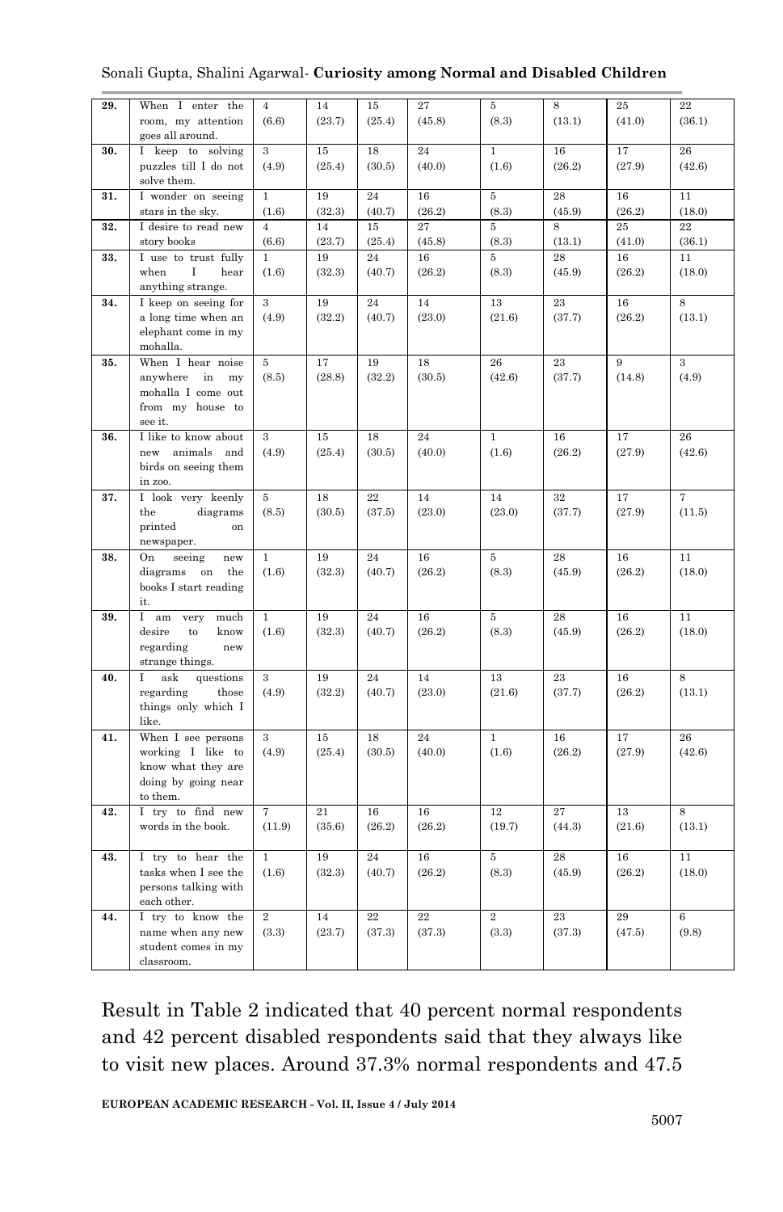| 29. | When I enter the room, my attention goes all around. | 4 (6.6) | 14 (23.7) | 15 (25.4) | 27 (45.8) | 5 (8.3) | 8 (13.1) | 25 (41.0) | 22 (36.1) |
|---|---|---|---|---|---|---|---|---|---|
| 30. | I keep to solving puzzles till I do not solve them. | 3 (4.9) | 15 (25.4) | 18 (30.5) | 24 (40.0) | 1 (1.6) | 16 (26.2) | 17 (27.9) | 26 (42.6) |
| 31. | I wonder on seeing stars in the sky. | 1 (1.6) | 19 (32.3) | 24 (40.7) | 16 (26.2) | 5 (8.3) | 28 (45.9) | 16 (26.2) | 11 (18.0) |
| 32. | I desire to read new story books | 4 (6.6) | 14 (23.7) | 15 (25.4) | 27 (45.8) | 5 (8.3) | 8 (13.1) | 25 (41.0) | 22 (36.1) |
| 33. | I use to trust fully when I hear anything strange. | 1 (1.6) | 19 (32.3) | 24 (40.7) | 16 (26.2) | 5 (8.3) | 28 (45.9) | 16 (26.2) | 11 (18.0) |
| 34. | I keep on seeing for a long time when an elephant come in my mohalla. | 3 (4.9) | 19 (32.2) | 24 (40.7) | 14 (23.0) | 13 (21.6) | 23 (37.7) | 16 (26.2) | 8 (13.1) |
| 35. | When I hear noise anywhere in my mohalla I come out from my house to see it. | 5 (8.5) | 17 (28.8) | 19 (32.2) | 18 (30.5) | 26 (42.6) | 23 (37.7) | 9 (14.8) | 3 (4.9) |
| 36. | I like to know about new animals and birds on seeing them in zoo. | 3 (4.9) | 15 (25.4) | 18 (30.5) | 24 (40.0) | 1 (1.6) | 16 (26.2) | 17 (27.9) | 26 (42.6) |
| 37. | I look very keenly the diagrams printed on newspaper. | 5 (8.5) | 18 (30.5) | 22 (37.5) | 14 (23.0) | 14 (23.0) | 32 (37.7) | 17 (27.9) | 7 (11.5) |
| 38. | On seeing new diagrams on the books I start reading it. | 1 (1.6) | 19 (32.3) | 24 (40.7) | 16 (26.2) | 5 (8.3) | 28 (45.9) | 16 (26.2) | 11 (18.0) |
| 39. | I am very much desire to know regarding new strange things. | 1 (1.6) | 19 (32.3) | 24 (40.7) | 16 (26.2) | 5 (8.3) | 28 (45.9) | 16 (26.2) | 11 (18.0) |
| 40. | I ask questions regarding those things only which I like. | 3 (4.9) | 19 (32.2) | 24 (40.7) | 14 (23.0) | 13 (21.6) | 23 (37.7) | 16 (26.2) | 8 (13.1) |
| 41. | When I see persons working I like to know what they are doing by going near to them. | 3 (4.9) | 15 (25.4) | 18 (30.5) | 24 (40.0) | 1 (1.6) | 16 (26.2) | 17 (27.9) | 26 (42.6) |
| 42. | I try to find new words in the book. | 7 (11.9) | 21 (35.6) | 16 (26.2) | 16 (26.2) | 12 (19.7) | 27 (44.3) | 13 (21.6) | 8 (13.1) |
| 43. | I try to hear the tasks when I see the persons talking with each other. | 1 (1.6) | 19 (32.3) | 24 (40.7) | 16 (26.2) | 5 (8.3) | 28 (45.9) | 16 (26.2) | 11 (18.0) |
| 44. | I try to know the name when any new student comes in my classroom. | 2 (3.3) | 14 (23.7) | 22 (37.3) | 22 (37.3) | 2 (3.3) | 23 (37.3) | 29 (47.5) | 6 (9.8) |

Result in Table 2 indicated that 40 percent normal respondents and 42 percent disabled respondents said that they always like to visit new places. Around 37.3% normal respondents and 47.5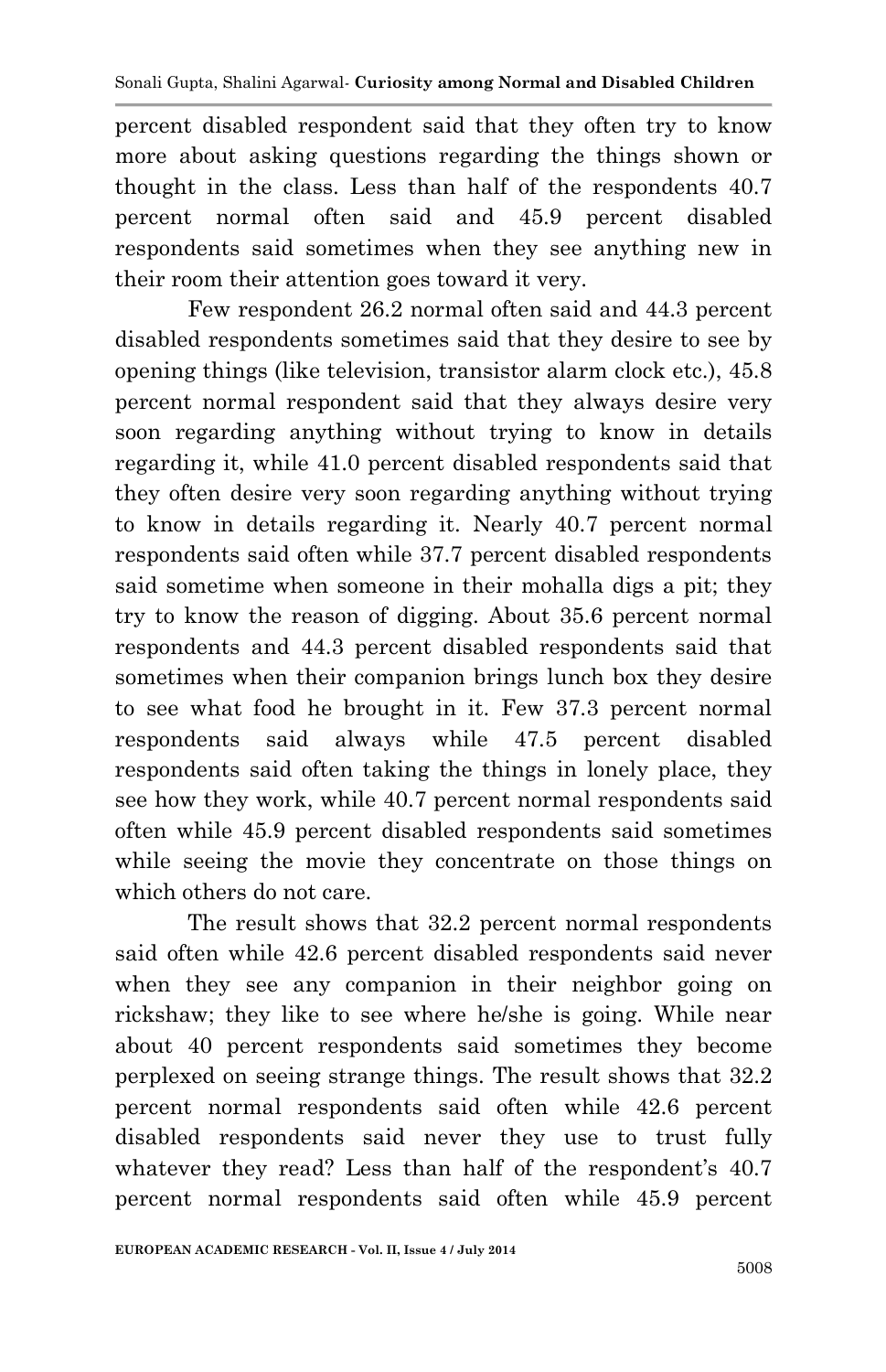percent disabled respondent said that they often try to know more about asking questions regarding the things shown or thought in the class. Less than half of the respondents 40.7 percent normal often said and 45.9 percent disabled respondents said sometimes when they see anything new in their room their attention goes toward it very.

Few respondent 26.2 normal often said and 44.3 percent disabled respondents sometimes said that they desire to see by opening things (like television, transistor alarm clock etc.), 45.8 percent normal respondent said that they always desire very soon regarding anything without trying to know in details regarding it, while 41.0 percent disabled respondents said that they often desire very soon regarding anything without trying to know in details regarding it. Nearly 40.7 percent normal respondents said often while 37.7 percent disabled respondents said sometime when someone in their mohalla digs a pit; they try to know the reason of digging. About 35.6 percent normal respondents and 44.3 percent disabled respondents said that sometimes when their companion brings lunch box they desire to see what food he brought in it. Few 37.3 percent normal respondents said always while 47.5 percent disabled respondents said often taking the things in lonely place, they see how they work, while 40.7 percent normal respondents said often while 45.9 percent disabled respondents said sometimes while seeing the movie they concentrate on those things on which others do not care.

The result shows that 32.2 percent normal respondents said often while 42.6 percent disabled respondents said never when they see any companion in their neighbor going on rickshaw; they like to see where he/she is going. While near about 40 percent respondents said sometimes they become perplexed on seeing strange things. The result shows that 32.2 percent normal respondents said often while 42.6 percent disabled respondents said never they use to trust fully whatever they read? Less than half of the respondent's 40.7 percent normal respondents said often while 45.9 percent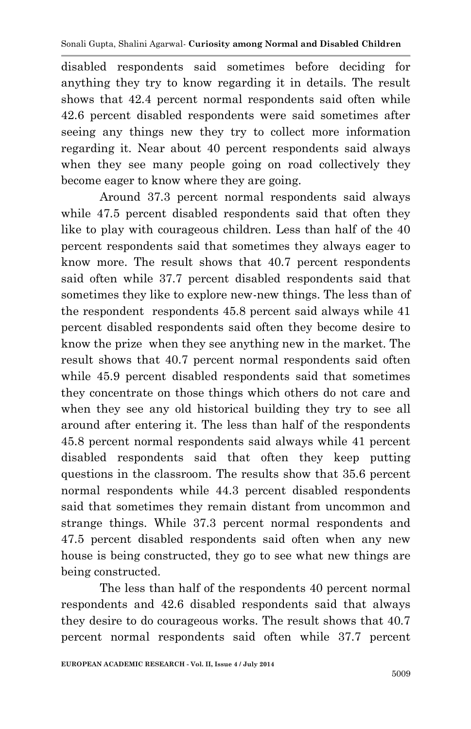disabled respondents said sometimes before deciding for anything they try to know regarding it in details. The result shows that 42.4 percent normal respondents said often while 42.6 percent disabled respondents were said sometimes after seeing any things new they try to collect more information regarding it. Near about 40 percent respondents said always when they see many people going on road collectively they become eager to know where they are going.

Around 37.3 percent normal respondents said always while 47.5 percent disabled respondents said that often they like to play with courageous children. Less than half of the 40 percent respondents said that sometimes they always eager to know more. The result shows that 40.7 percent respondents said often while 37.7 percent disabled respondents said that sometimes they like to explore new-new things. The less than of the respondent respondents 45.8 percent said always while 41 percent disabled respondents said often they become desire to know the prize when they see anything new in the market. The result shows that 40.7 percent normal respondents said often while 45.9 percent disabled respondents said that sometimes they concentrate on those things which others do not care and when they see any old historical building they try to see all around after entering it. The less than half of the respondents 45.8 percent normal respondents said always while 41 percent disabled respondents said that often they keep putting questions in the classroom. The results show that 35.6 percent normal respondents while 44.3 percent disabled respondents said that sometimes they remain distant from uncommon and strange things. While 37.3 percent normal respondents and 47.5 percent disabled respondents said often when any new house is being constructed, they go to see what new things are being constructed.

The less than half of the respondents 40 percent normal respondents and 42.6 disabled respondents said that always they desire to do courageous works. The result shows that 40.7 percent normal respondents said often while 37.7 percent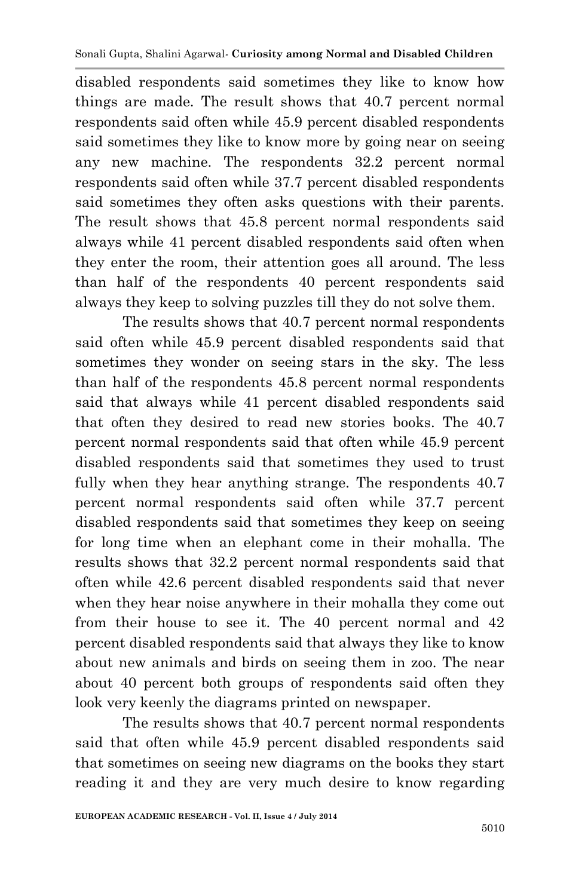disabled respondents said sometimes they like to know how things are made. The result shows that 40.7 percent normal respondents said often while 45.9 percent disabled respondents said sometimes they like to know more by going near on seeing any new machine. The respondents 32.2 percent normal respondents said often while 37.7 percent disabled respondents said sometimes they often asks questions with their parents. The result shows that 45.8 percent normal respondents said always while 41 percent disabled respondents said often when they enter the room, their attention goes all around. The less than half of the respondents 40 percent respondents said always they keep to solving puzzles till they do not solve them.

The results shows that 40.7 percent normal respondents said often while 45.9 percent disabled respondents said that sometimes they wonder on seeing stars in the sky. The less than half of the respondents 45.8 percent normal respondents said that always while 41 percent disabled respondents said that often they desired to read new stories books. The 40.7 percent normal respondents said that often while 45.9 percent disabled respondents said that sometimes they used to trust fully when they hear anything strange. The respondents 40.7 percent normal respondents said often while 37.7 percent disabled respondents said that sometimes they keep on seeing for long time when an elephant come in their mohalla. The results shows that 32.2 percent normal respondents said that often while 42.6 percent disabled respondents said that never when they hear noise anywhere in their mohalla they come out from their house to see it. The 40 percent normal and 42 percent disabled respondents said that always they like to know about new animals and birds on seeing them in zoo. The near about 40 percent both groups of respondents said often they look very keenly the diagrams printed on newspaper.

The results shows that 40.7 percent normal respondents said that often while 45.9 percent disabled respondents said that sometimes on seeing new diagrams on the books they start reading it and they are very much desire to know regarding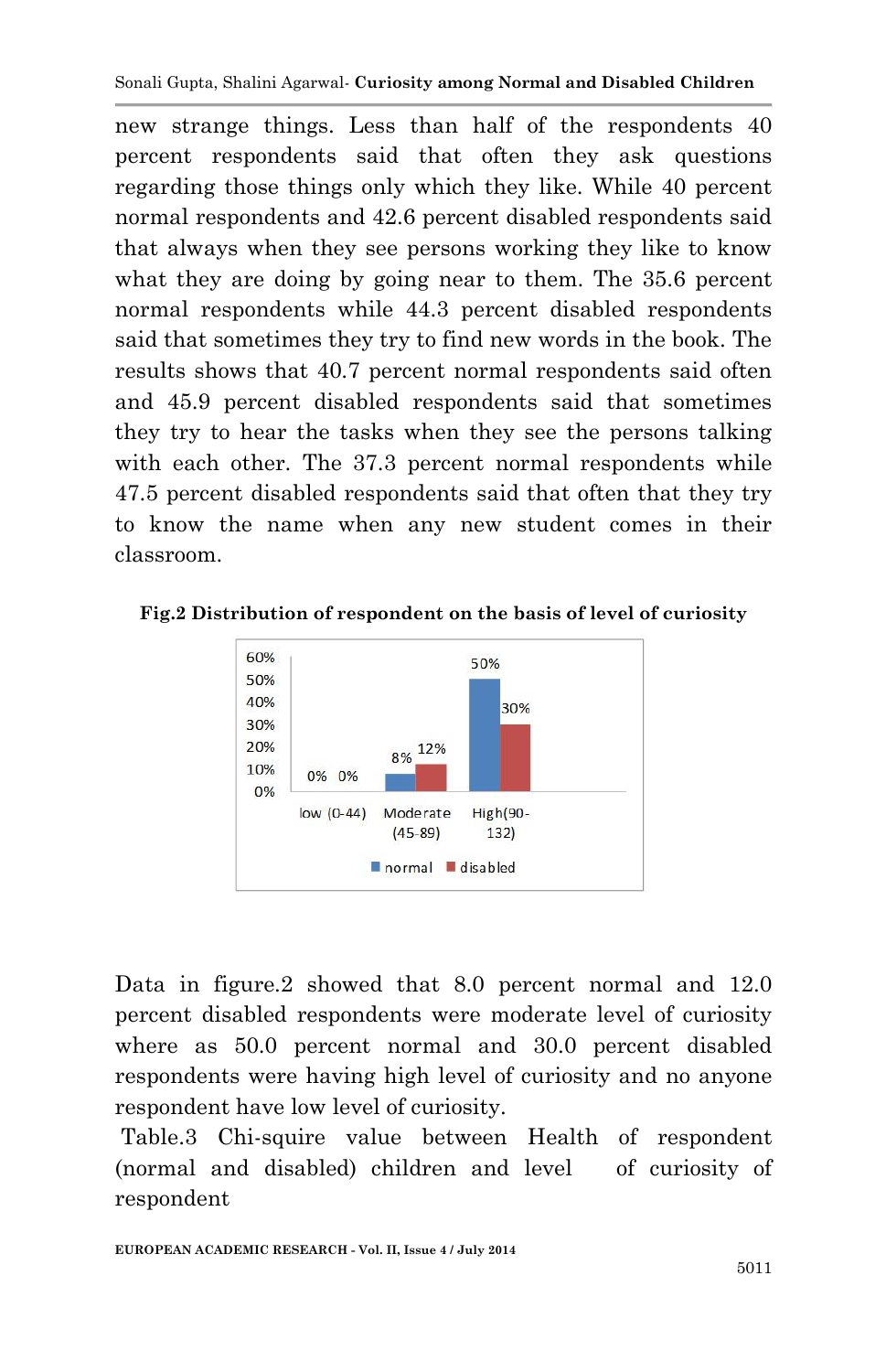new strange things. Less than half of the respondents 40 percent respondents said that often they ask questions regarding those things only which they like. While 40 percent normal respondents and 42.6 percent disabled respondents said that always when they see persons working they like to know what they are doing by going near to them. The 35.6 percent normal respondents while 44.3 percent disabled respondents said that sometimes they try to find new words in the book. The results shows that 40.7 percent normal respondents said often and 45.9 percent disabled respondents said that sometimes they try to hear the tasks when they see the persons talking with each other. The 37.3 percent normal respondents while 47.5 percent disabled respondents said that often that they try to know the name when any new student comes in their classroom.

**Fig.2 Distribution of respondent on the basis of level of curiosity**

| Level of curiosity | normal | disabled |
|---|---|---|
| low (0-44) | 0% | 0% |
| Moderate (45-89) | 8% | 12% |
| High(90-132) | 50% | 30% |

Data in figure.2 showed that 8.0 percent normal and 12.0 percent disabled respondents were moderate level of curiosity where as 50.0 percent normal and 30.0 percent disabled respondents were having high level of curiosity and no anyone respondent have low level of curiosity.

Table.3 Chi-squire value between Health of respondent (normal and disabled) children and level of curiosity of respondent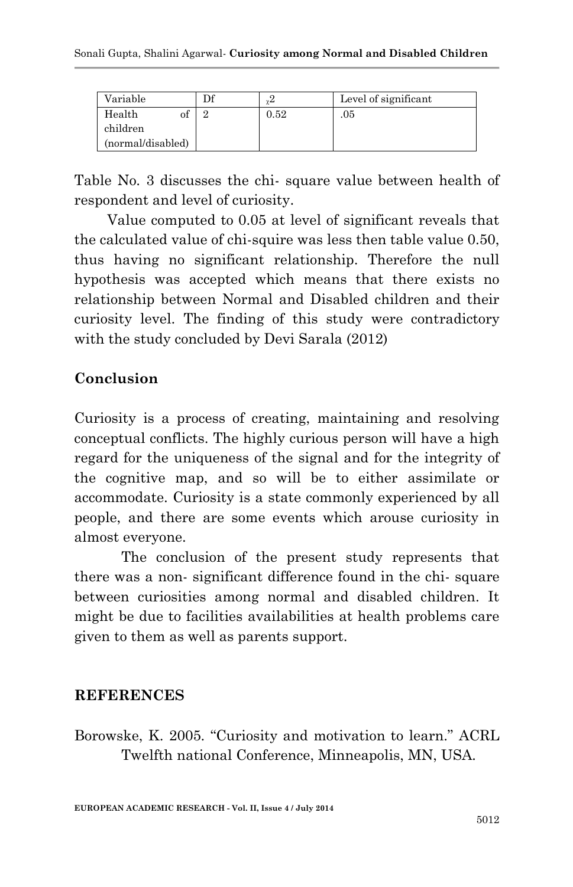| Variable | Df | $\chi^2$ | Level of significant |
| --- | --- | --- | --- |
| Health of children (normal/disabled) | 2 | 0.52 | .05 |

Table No. 3 discusses the chi- square value between health of respondent and level of curiosity.

Value computed to 0.05 at level of significant reveals that the calculated value of chi-squire was less then table value 0.50, thus having no significant relationship. Therefore the null hypothesis was accepted which means that there exists no relationship between Normal and Disabled children and their curiosity level. The finding of this study were contradictory with the study concluded by Devi Sarala (2012)

## Conclusion

Curiosity is a process of creating, maintaining and resolving conceptual conflicts. The highly curious person will have a high regard for the uniqueness of the signal and for the integrity of the cognitive map, and so will be to either assimilate or accommodate. Curiosity is a state commonly experienced by all people, and there are some events which arouse curiosity in almost everyone.

The conclusion of the present study represents that there was a non- significant difference found in the chi- square between curiosities among normal and disabled children. It might be due to facilities availabilities at health problems care given to them as well as parents support.

## REFERENCES

Borowske, K. 2005. "Curiosity and motivation to learn." ACRL Twelfth national Conference, Minneapolis, MN, USA.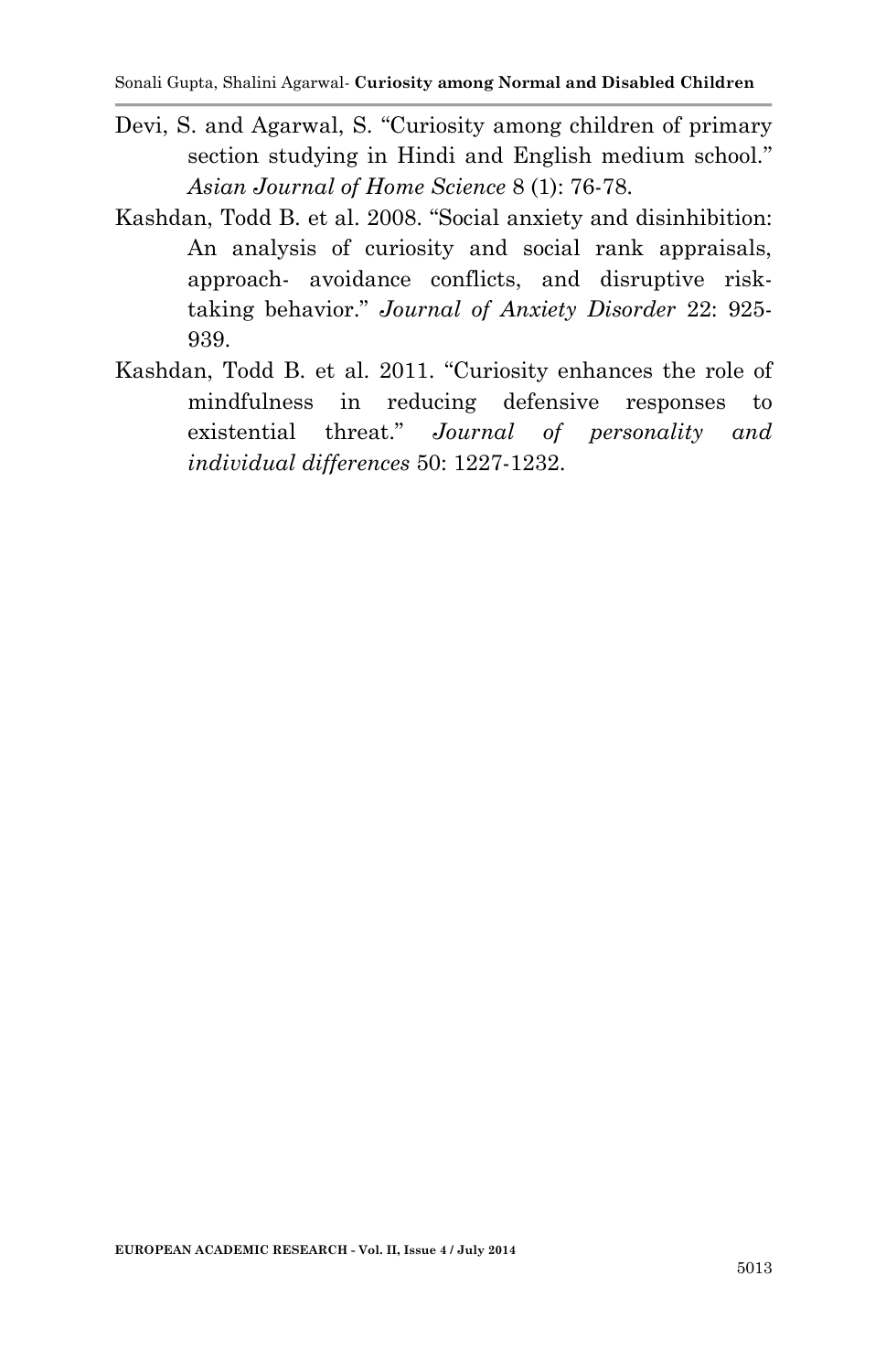Devi, S. and Agarwal, S. "Curiosity among children of primary section studying in Hindi and English medium school." *Asian Journal of Home Science* 8 (1): 76-78.

Kashdan, Todd B. et al. 2008. "Social anxiety and disinhibition: An analysis of curiosity and social rank appraisals, approach- avoidance conflicts, and disruptive risk-taking behavior." *Journal of Anxiety Disorder* 22: 925-939.

Kashdan, Todd B. et al. 2011. "Curiosity enhances the role of mindfulness in reducing defensive responses to existential threat." *Journal of personality and individual differences* 50: 1227-1232.